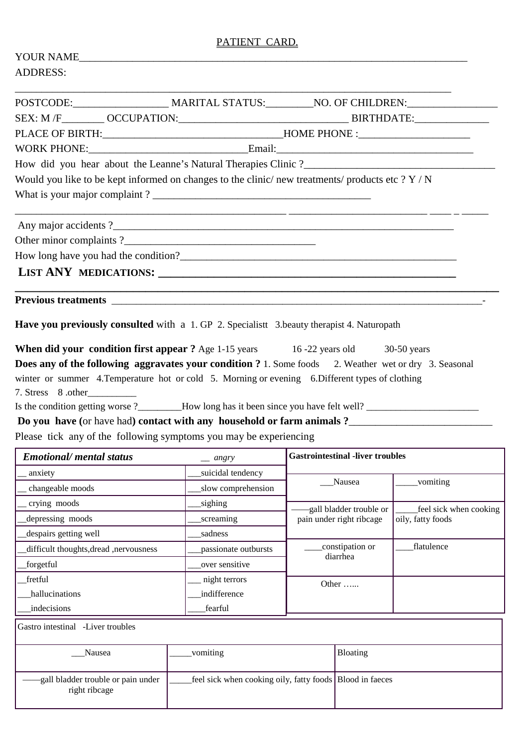PATIENT CARD.

YOUR NAME_______________________________________________________________________________

ADDRESS:

_______________________________________________________________________________

POSTCODE:__________________ MARITAL STATUS:_________NO. OF CHILDREN:_________________

SEX: M /F________ OCCUPATION:________________________________ BIRTHDATE:______________

PLACE OF BIRTH:__________________________________HOME PHONE :_____________________

WORK PHONE:______________________________Email:_____________________________________

How did you hear about the Leanne's Natural Therapies Clinic ?____________________________________

Would you like to be kept informed on changes to the clinic/ new treatments/ products etc ? Y / N

What is your major complaint ? __________________________________________

_____________________________________________________ __________________________ ____ _ _____

Any major accidents ?____________________________________________________________________

Other minor complaints ?_____________________________________

How long have you had the condition?_____________________________________________________

**LIST ANY MEDICATIONS: ____________________________________________________**

**______________________________________________________________________________**

**Previous treatments** ___________________________________________________________________________-

**Have you previously consulted** with a 1. GP 2. Specialistt 3.beauty therapist 4. Naturopath

**When did your condition first appear ?** Age 1-15 years 16 -22 years old 30-50 years

**Does any of the following aggravates your condition ?** 1. Some foods 2. Weather wet or dry 3. Seasonal winter or summer 4.Temperature hot or cold 5. Morning or evening 6.Different types of clothing 7. Stress 8 .other__________

Is the condition getting worse ?_________How long has it been since you have felt well? _______________________

**Do you have (**or have had**) contact with any household or farm animals ?**____________________________

Please tick any of the following symptoms you may be experiencing

| ***Emotional/ mental status*** | __ *angry* |
|---|---|
| __ anxiety | ___suicidal tendency |
| __ changeable moods | ___slow comprehension |
| __ crying moods | ___sighing |
| __depressing moods | ___screaming |
| __despairs getting well | ___sadness |
| __difficult thoughts,dread ,nervousness | ___passionate outbursts |
| __forgetful | ___over sensitive |
| __fretful | ___ night terrors |
| ___hallucinations | ___indifference |
| ___indecisions | ____fearful |

| **Gastrointestinal -liver troubles** | |
|---|---|
| ___Nausea | _____vomiting |
| ——gall bladder trouble or pain under right ribcage | _____feel sick when cooking oily, fatty foods |
| ____constipation or diarrhea | ____flatulence |
| Other …... | |

| Gastro intestinal -Liver troubles | | |
|---|---|---|
| ___Nausea | _____vomiting | Bloating |
| ——gall bladder trouble or pain under right ribcage | _____feel sick when cooking oily, fatty foods | Blood in faeces |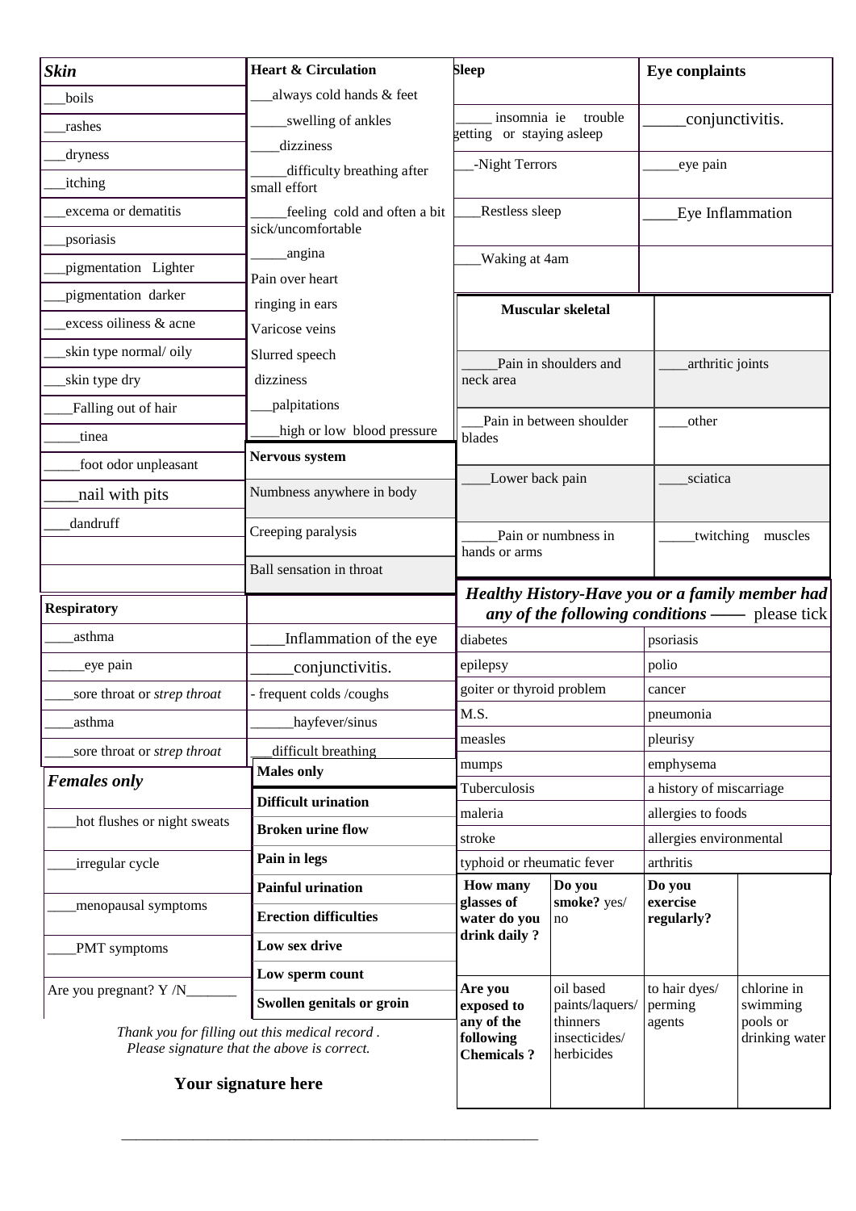| Skin |
| --- |
| ___boils |
| ___rashes |
| ___dryness |
| ___itching |
| ___excema or dematitis |
| ___psoriasis |
| ___pigmentation Lighter |
| ___pigmentation darker |
| ___excess oiliness & acne |
| ___skin type normal/ oily |
| ___skin type dry |
| ____Falling out of hair |
| _____tinea |
| _____foot odor unpleasant |
| ____nail with pits |
| ___dandruff |
| |
| |

| Heart & Circulation |
| --- |
| ___always cold hands & feet |
| _____swelling of ankles |
| ____dizziness |
| _____difficulty breathing after small effort |
| _____feeling cold and often a bit sick/uncomfortable |
| _____angina |
| Pain over heart |
| ringing in ears |
| Varicose veins |
| Slurred speech |
| dizziness |
| ___palpitations |
| ____high or low blood pressure |

| Nervous system |
| --- |
| Numbness anywhere in body |
| Creeping paralysis |
| Ball sensation in throat |
| |

| Sleep | Eye conplaints |
| --- | --- |
| _____ insomnia ie trouble getting or staying asleep | _____conjunctivitis. |
| ___-Night Terrors | _____eye pain |
| ____Restless sleep | ____Eye Inflammation |
| ____Waking at 4am | |

| Muscular skeletal | |
| --- | --- |
| _____Pain in shoulders and neck area | ____arthritic joints |
| ___Pain in between shoulder blades | ____other |
| ____Lower back pain | ____sciatica |
| _____Pain or numbness in hands or arms | _____twitching muscles |

| Respiratory | |
| --- | --- |
| ____asthma | ____Inflammation of the eye |
| _____eye pain | _____conjunctivitis. |
| ____sore throat or *strep throat* | - frequent colds /coughs |
| ____asthma | ______hayfever/sinus |
| ____sore throat or *strep throat* | ___difficult breathing |

| *Females only* |
| --- |
| ____hot flushes or night sweats |
| ____irregular cycle |
| ____menopausal symptoms |
| ____PMT symptoms |
| Are you pregnant? Y /N_______ |

| Males only |
| --- |
| **Difficult urination** |
| **Broken urine flow** |
| **Pain in legs** |
| **Painful urination** |
| **Erection difficulties** |
| **Low sex drive** |
| **Low sperm count** |
| **Swollen genitals or groin** |

***Healthy History-Have you or a family member had any of the following conditions* ——** please tick

| | |
| --- | --- |
| diabetes | psoriasis |
| epilepsy | polio |
| goiter or thyroid problem | cancer |
| M.S. | pneumonia |
| measles | pleurisy |
| mumps | emphysema |
| Tuberculosis | a history of miscarriage |
| maleria | allergies to foods |
| stroke | allergies environmental |
| typhoid or rheumatic fever | arthritis |

| **How many glasses of water do you drink daily ?** | **Do you smoke?** yes/ no | **Do you exercise regularly?** | |
| --- | --- | --- | --- |
| **Are you exposed to any of the following Chemicals ?** | oil based paints/laquers/ thinners insecticides/ herbicides | to hair dyes/ perming agents | chlorine in swimming pools or drinking water |

*Thank you for filling out this medical record .*
*Please signature that the above is correct.*

**Your signature here**

_______________________________________________________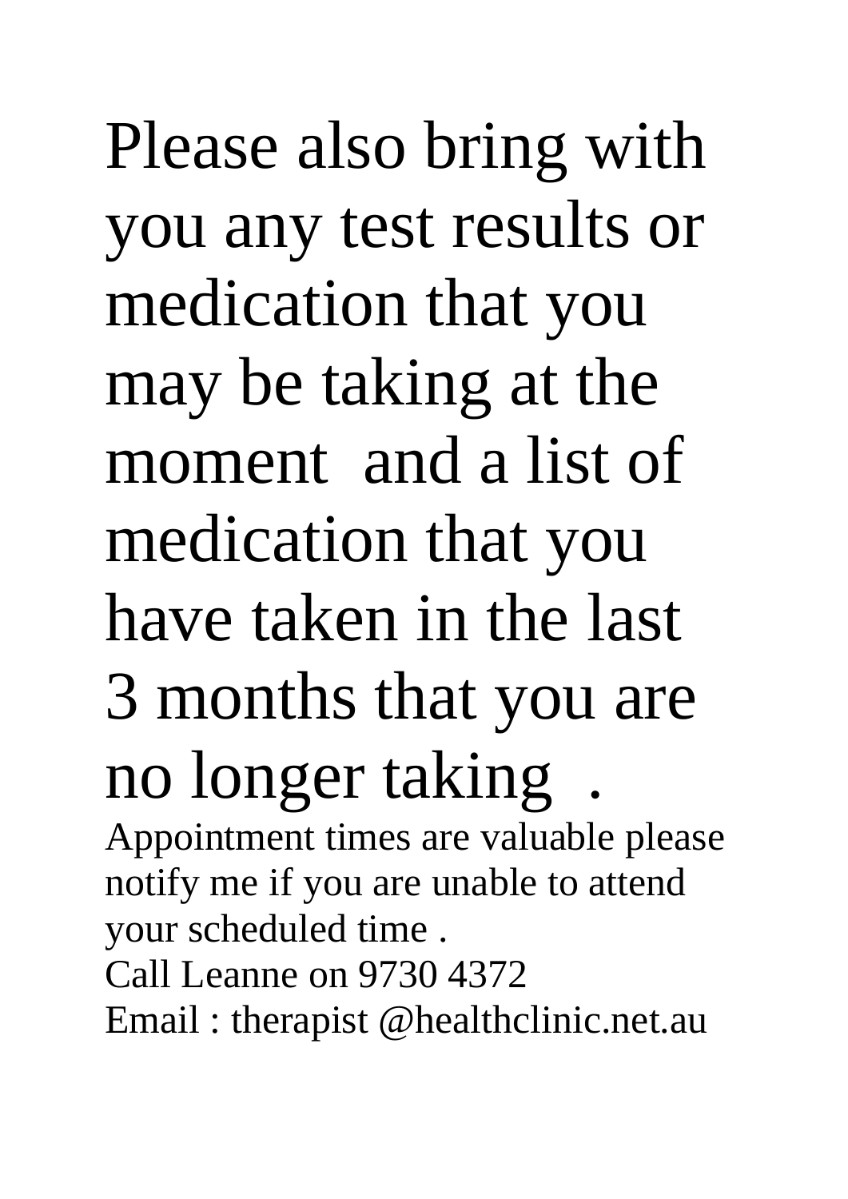Please also bring with you any test results or medication that you may be taking at the moment and a list of medication that you have taken in the last 3 months that you are no longer taking .

Appointment times are valuable please notify me if you are unable to attend your scheduled time .
Call Leanne on 9730 4372
Email : therapist @healthclinic.net.au